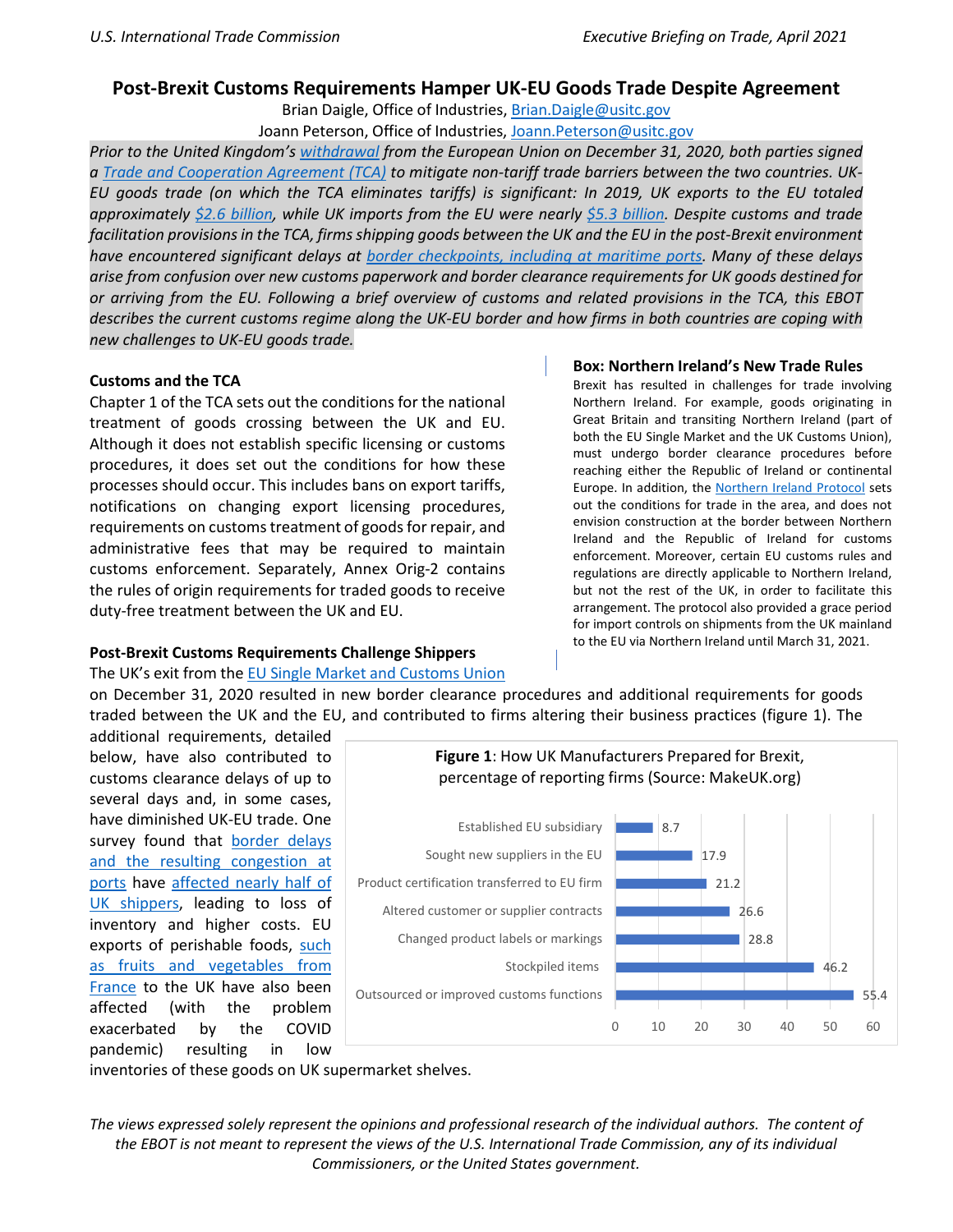# Post-Brexit Customs Requirements Hamper UK-EU Goods Trade Despite Agreement

Brian Daigle, Office of Industries, Brian.Daigle@usitc.gov

Joann Peterson, Office of Industries, Joann.Peterson@usitc.gov

*Prior to the United Kingdom's withdrawal from the European Union on December 31, 2020, both parties signed a Trade and Cooperation Agreement (TCA) to mitigate non-tariff trade barriers between the two countries. UK-EU goods trade (on which the TCA eliminates tariffs) is significant: In 2019, UK exports to the EU totaled approximately $2.6 billion, while UK imports from the EU were nearly $5.3 billion. Despite customs and trade facilitation provisions in the TCA, firms shipping goods between the UK and the EU in the post-Brexit environment have encountered significant delays at border checkpoints, including at maritime ports. Many of these delays arise from confusion over new customs paperwork and border clearance requirements for UK goods destined for or arriving from the EU. Following a brief overview of customs and related provisions in the TCA, this EBOT describes the current customs regime along the UK-EU border and how firms in both countries are coping with new challenges to UK-EU goods trade.*

### Customs and the TCA

Chapter 1 of the TCA sets out the conditions for the national treatment of goods crossing between the UK and EU. Although it does not establish specific licensing or customs procedures, it does set out the conditions for how these processes should occur. This includes bans on export tariffs, notifications on changing export licensing procedures, requirements on customs treatment of goods for repair, and administrative fees that may be required to maintain customs enforcement. Separately, Annex Orig-2 contains the rules of origin requirements for traded goods to receive duty-free treatment between the UK and EU.

### Box: Northern Ireland's New Trade Rules

Brexit has resulted in challenges for trade involving Northern Ireland. For example, goods originating in Great Britain and transiting Northern Ireland (part of both the EU Single Market and the UK Customs Union), must undergo border clearance procedures before reaching either the Republic of Ireland or continental Europe. In addition, the Northern Ireland Protocol sets out the conditions for trade in the area, and does not envision construction at the border between Northern Ireland and the Republic of Ireland for customs enforcement. Moreover, certain EU customs rules and regulations are directly applicable to Northern Ireland, but not the rest of the UK, in order to facilitate this arrangement. The protocol also provided a grace period for import controls on shipments from the UK mainland to the EU via Northern Ireland until March 31, 2021.

### Post-Brexit Customs Requirements Challenge Shippers

The UK's exit from the EU Single Market and Customs Union on December 31, 2020 resulted in new border clearance procedures and additional requirements for goods traded between the UK and the EU, and contributed to firms altering their business practices (figure 1). The additional requirements, detailed below, have also contributed to customs clearance delays of up to several days and, in some cases, have diminished UK-EU trade. One survey found that border delays and the resulting congestion at ports have affected nearly half of UK shippers, leading to loss of inventory and higher costs. EU exports of perishable foods, such as fruits and vegetables from France to the UK have also been affected (with the problem exacerbated by the COVID pandemic) resulting in low inventories of these goods on UK supermarket shelves.

**Figure 1**: How UK Manufacturers Prepared for Brexit, percentage of reporting firms (Source: MakeUK.org)

| Preparation | Percentage of reporting firms |
|---|---|
| Established EU subsidiary | 8.7 |
| Sought new suppliers in the EU | 17.9 |
| Product certification transferred to EU firm | 21.2 |
| Altered customer or supplier contracts | 26.6 |
| Changed product labels or markings | 28.8 |
| Stockpiled items | 46.2 |
| Outsourced or improved customs functions | 55.4 |

*The views expressed solely represent the opinions and professional research of the individual authors. The content of the EBOT is not meant to represent the views of the U.S. International Trade Commission, any of its individual Commissioners, or the United States government.*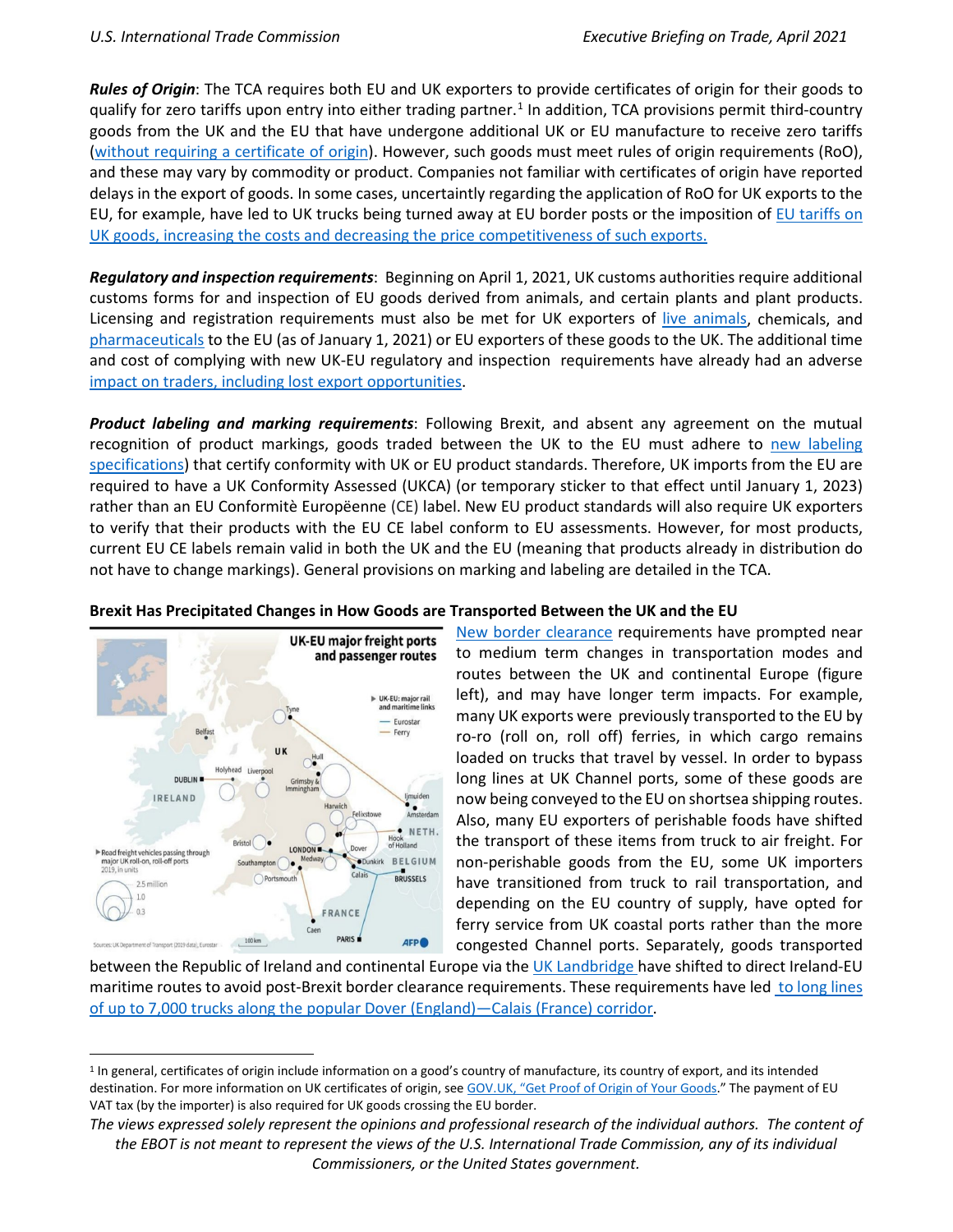***Rules of Origin***: The TCA requires both EU and UK exporters to provide certificates of origin for their goods to qualify for zero tariffs upon entry into either trading partner.[1] In addition, TCA provisions permit third-country goods from the UK and the EU that have undergone additional UK or EU manufacture to receive zero tariffs (without requiring a certificate of origin). However, such goods must meet rules of origin requirements (RoO), and these may vary by commodity or product. Companies not familiar with certificates of origin have reported delays in the export of goods. In some cases, uncertaintly regarding the application of RoO for UK exports to the EU, for example, have led to UK trucks being turned away at EU border posts or the imposition of EU tariffs on UK goods, increasing the costs and decreasing the price competitiveness of such exports.

***Regulatory and inspection requirements***: Beginning on April 1, 2021, UK customs authorities require additional customs forms for and inspection of EU goods derived from animals, and certain plants and plant products. Licensing and registration requirements must also be met for UK exporters of live animals, chemicals, and pharmaceuticals to the EU (as of January 1, 2021) or EU exporters of these goods to the UK. The additional time and cost of complying with new UK-EU regulatory and inspection requirements have already had an adverse impact on traders, including lost export opportunities.

***Product labeling and marking requirements***: Following Brexit, and absent any agreement on the mutual recognition of product markings, goods traded between the UK to the EU must adhere to new labeling specifications) that certify conformity with UK or EU product standards. Therefore, UK imports from the EU are required to have a UK Conformity Assessed (UKCA) (or temporary sticker to that effect until January 1, 2023) rather than an EU Conformitè Europëenne (CE) label. New EU product standards will also require UK exporters to verify that their products with the EU CE label conform to EU assessments. However, for most products, current EU CE labels remain valid in both the UK and the EU (meaning that products already in distribution do not have to change markings). General provisions on marking and labeling are detailed in the TCA.

**Brexit Has Precipitated Changes in How Goods are Transported Between the UK and the EU**

UK-EU major freight ports and passenger routes

UK-EU: major rail and maritime links

Eurostar

Ferry

Tyne
Belfast
UK
Hull
Holyhead
Liverpool
DUBLIN
Grimsby & Immingham
IRELAND
Harwich
Ijmuiden
Felixstowe
Amsterdam
NETH.
Hook of Holland
Bristol
LONDON
Dover
Medway
Southampton
Dunkirk
BELGIUM
Calais
Portsmouth
BRUSSELS
FRANCE
Caen
PARIS

Road freight vehicles passing through major UK roll-on, roll-off ports 2019, in units

2.5 million
1.0
0.3

100 km

Sources: UK Department of Transport (2019 data), Eurostar

AFP

New border clearance requirements have prompted near to medium term changes in transportation modes and routes between the UK and continental Europe (figure left), and may have longer term impacts. For example, many UK exports were previously transported to the EU by ro-ro (roll on, roll off) ferries, in which cargo remains loaded on trucks that travel by vessel. In order to bypass long lines at UK Channel ports, some of these goods are now being conveyed to the EU on shortsea shipping routes. Also, many EU exporters of perishable foods have shifted the transport of these items from truck to air freight. For non-perishable goods from the EU, some UK importers have transitioned from truck to rail transportation, and depending on the EU country of supply, have opted for ferry service from UK coastal ports rather than the more congested Channel ports. Separately, goods transported between the Republic of Ireland and continental Europe via the UK Landbridge have shifted to direct Ireland-EU maritime routes to avoid post-Brexit border clearance requirements. These requirements have led to long lines of up to 7,000 trucks along the popular Dover (England)—Calais (France) corridor.

---

[1] In general, certificates of origin include information on a good's country of manufacture, its country of export, and its intended destination. For more information on UK certificates of origin, see GOV.UK, "Get Proof of Origin of Your Goods." The payment of EU VAT tax (by the importer) is also required for UK goods crossing the EU border.

*The views expressed solely represent the opinions and professional research of the individual authors. The content of the EBOT is not meant to represent the views of the U.S. International Trade Commission, any of its individual Commissioners, or the United States government.*